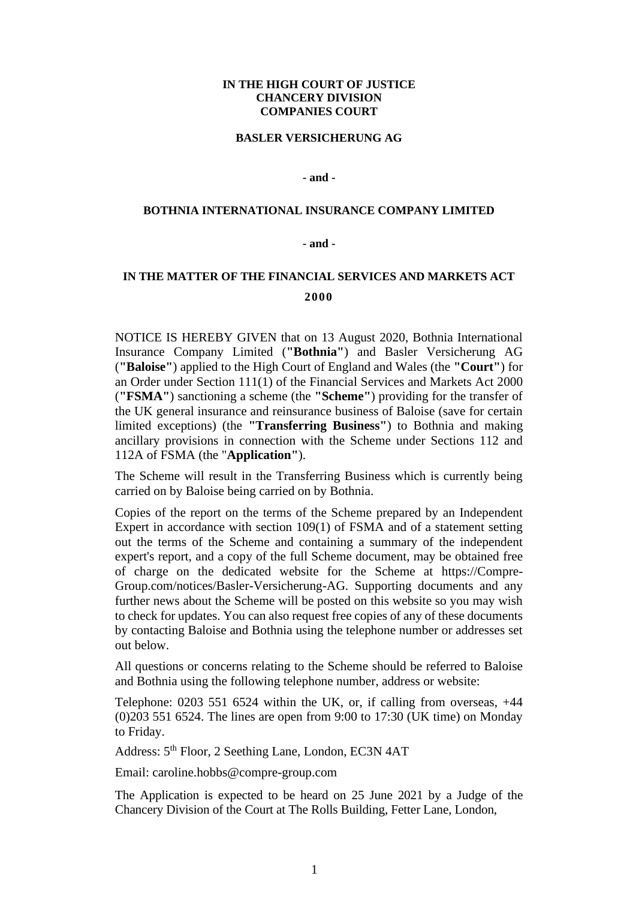**IN THE HIGH COURT OF JUSTICE**
**CHANCERY DIVISION**
**COMPANIES COURT**

**BASLER VERSICHERUNG AG**

**- and -**

**BOTHNIA INTERNATIONAL INSURANCE COMPANY LIMITED**

**- and -**

**IN THE MATTER OF THE FINANCIAL SERVICES AND MARKETS ACT 2000**

NOTICE IS HEREBY GIVEN that on 13 August 2020, Bothnia International Insurance Company Limited (**"Bothnia"**) and Basler Versicherung AG (**"Baloise"**) applied to the High Court of England and Wales (the **"Court"**) for an Order under Section 111(1) of the Financial Services and Markets Act 2000 (**"FSMA"**) sanctioning a scheme (the **"Scheme"**) providing for the transfer of the UK general insurance and reinsurance business of Baloise (save for certain limited exceptions) (the **"Transferring Business"**) to Bothnia and making ancillary provisions in connection with the Scheme under Sections 112 and 112A of FSMA (the "**Application"**).

The Scheme will result in the Transferring Business which is currently being carried on by Baloise being carried on by Bothnia.

Copies of the report on the terms of the Scheme prepared by an Independent Expert in accordance with section 109(1) of FSMA and of a statement setting out the terms of the Scheme and containing a summary of the independent expert's report, and a copy of the full Scheme document, may be obtained free of charge on the dedicated website for the Scheme at https://Compre-Group.com/notices/Basler-Versicherung-AG. Supporting documents and any further news about the Scheme will be posted on this website so you may wish to check for updates. You can also request free copies of any of these documents by contacting Baloise and Bothnia using the telephone number or addresses set out below.

All questions or concerns relating to the Scheme should be referred to Baloise and Bothnia using the following telephone number, address or website:

Telephone: 0203 551 6524 within the UK, or, if calling from overseas, +44 (0)203 551 6524. The lines are open from 9:00 to 17:30 (UK time) on Monday to Friday.

Address: 5th Floor, 2 Seething Lane, London, EC3N 4AT

Email: caroline.hobbs@compre-group.com

The Application is expected to be heard on 25 June 2021 by a Judge of the Chancery Division of the Court at The Rolls Building, Fetter Lane, London,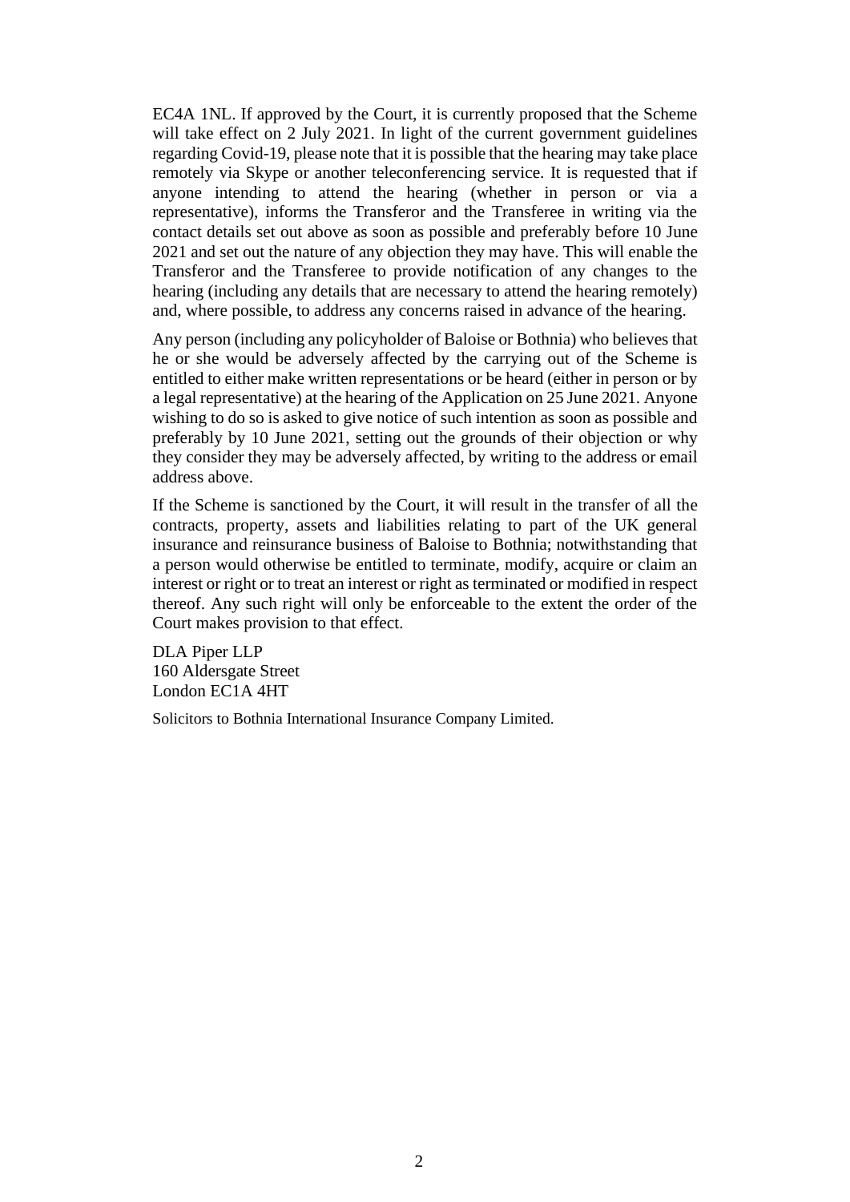EC4A 1NL. If approved by the Court, it is currently proposed that the Scheme will take effect on 2 July 2021. In light of the current government guidelines regarding Covid-19, please note that it is possible that the hearing may take place remotely via Skype or another teleconferencing service. It is requested that if anyone intending to attend the hearing (whether in person or via a representative), informs the Transferor and the Transferee in writing via the contact details set out above as soon as possible and preferably before 10 June 2021 and set out the nature of any objection they may have. This will enable the Transferor and the Transferee to provide notification of any changes to the hearing (including any details that are necessary to attend the hearing remotely) and, where possible, to address any concerns raised in advance of the hearing.

Any person (including any policyholder of Baloise or Bothnia) who believes that he or she would be adversely affected by the carrying out of the Scheme is entitled to either make written representations or be heard (either in person or by a legal representative) at the hearing of the Application on 25 June 2021. Anyone wishing to do so is asked to give notice of such intention as soon as possible and preferably by 10 June 2021, setting out the grounds of their objection or why they consider they may be adversely affected, by writing to the address or email address above.

If the Scheme is sanctioned by the Court, it will result in the transfer of all the contracts, property, assets and liabilities relating to part of the UK general insurance and reinsurance business of Baloise to Bothnia; notwithstanding that a person would otherwise be entitled to terminate, modify, acquire or claim an interest or right or to treat an interest or right as terminated or modified in respect thereof. Any such right will only be enforceable to the extent the order of the Court makes provision to that effect.

DLA Piper LLP
160 Aldersgate Street
London EC1A 4HT

Solicitors to Bothnia International Insurance Company Limited.